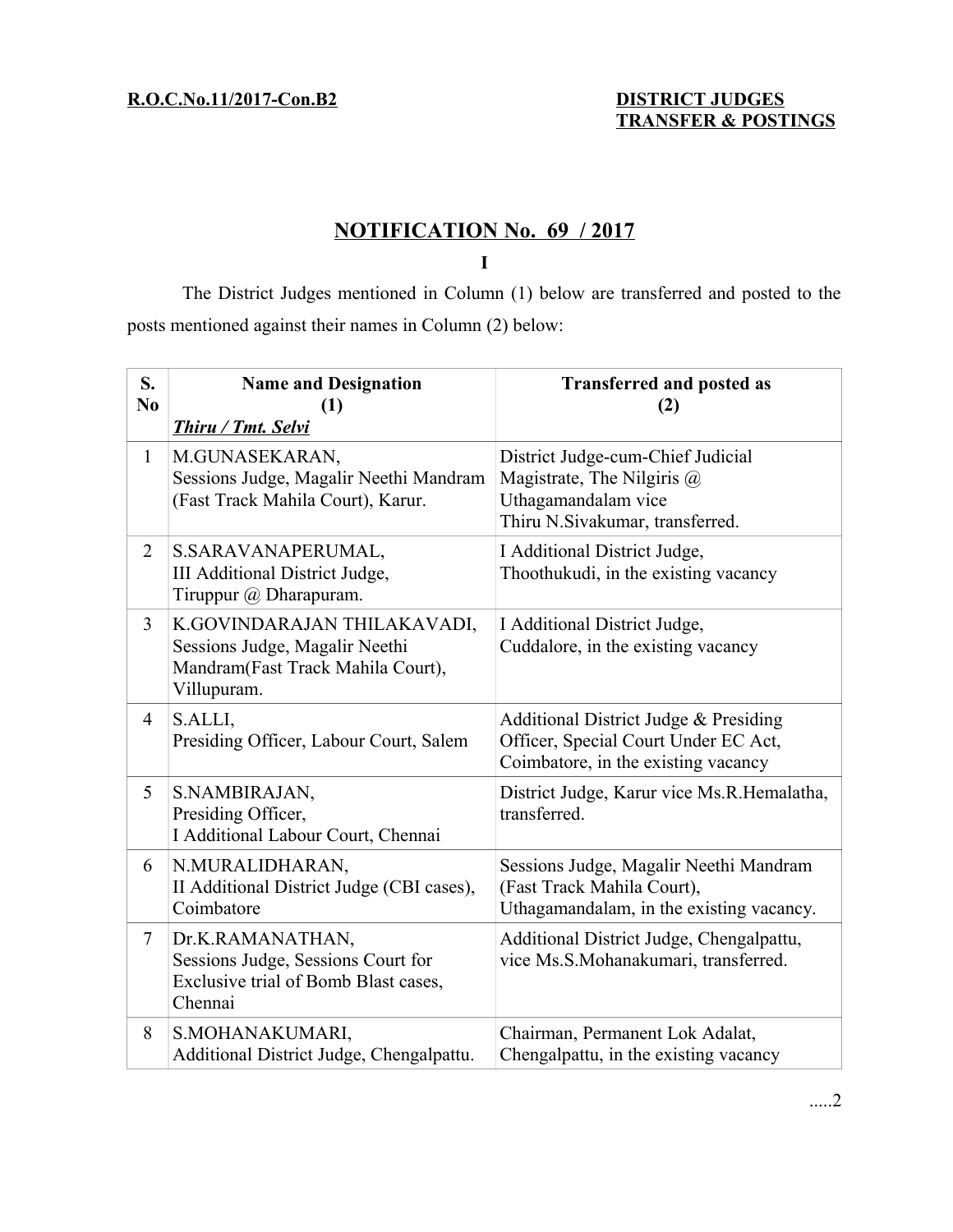**R.O.C.No.11/2017-Con.B2**

**DISTRICT JUDGES TRANSFER & POSTINGS**

# NOTIFICATION No. 69 / 2017

**I**

The District Judges mentioned in Column (1) below are transferred and posted to the posts mentioned against their names in Column (2) below:

| S. No | Name and Designation (1) *Thiru / Tmt. Selvi* | Transferred and posted as (2) |
|---|---|---|
| 1 | M.GUNASEKARAN, Sessions Judge, Magalir Neethi Mandram (Fast Track Mahila Court), Karur. | District Judge-cum-Chief Judicial Magistrate, The Nilgiris @ Uthagamandalam vice Thiru N.Sivakumar, transferred. |
| 2 | S.SARAVANAPERUMAL, III Additional District Judge, Tiruppur @ Dharapuram. | I Additional District Judge, Thoothukudi, in the existing vacancy |
| 3 | K.GOVINDARAJAN THILAKAVADI, Sessions Judge, Magalir Neethi Mandram(Fast Track Mahila Court), Villupuram. | I Additional District Judge, Cuddalore, in the existing vacancy |
| 4 | S.ALLI, Presiding Officer, Labour Court, Salem | Additional District Judge & Presiding Officer, Special Court Under EC Act, Coimbatore, in the existing vacancy |
| 5 | S.NAMBIRAJAN, Presiding Officer, I Additional Labour Court, Chennai | District Judge, Karur vice Ms.R.Hemalatha, transferred. |
| 6 | N.MURALIDHARAN, II Additional District Judge (CBI cases), Coimbatore | Sessions Judge, Magalir Neethi Mandram (Fast Track Mahila Court), Uthagamandalam, in the existing vacancy. |
| 7 | Dr.K.RAMANATHAN, Sessions Judge, Sessions Court for Exclusive trial of Bomb Blast cases, Chennai | Additional District Judge, Chengalpattu, vice Ms.S.Mohanakumari, transferred. |
| 8 | S.MOHANAKUMARI, Additional District Judge, Chengalpattu. | Chairman, Permanent Lok Adalat, Chengalpattu, in the existing vacancy |

.....2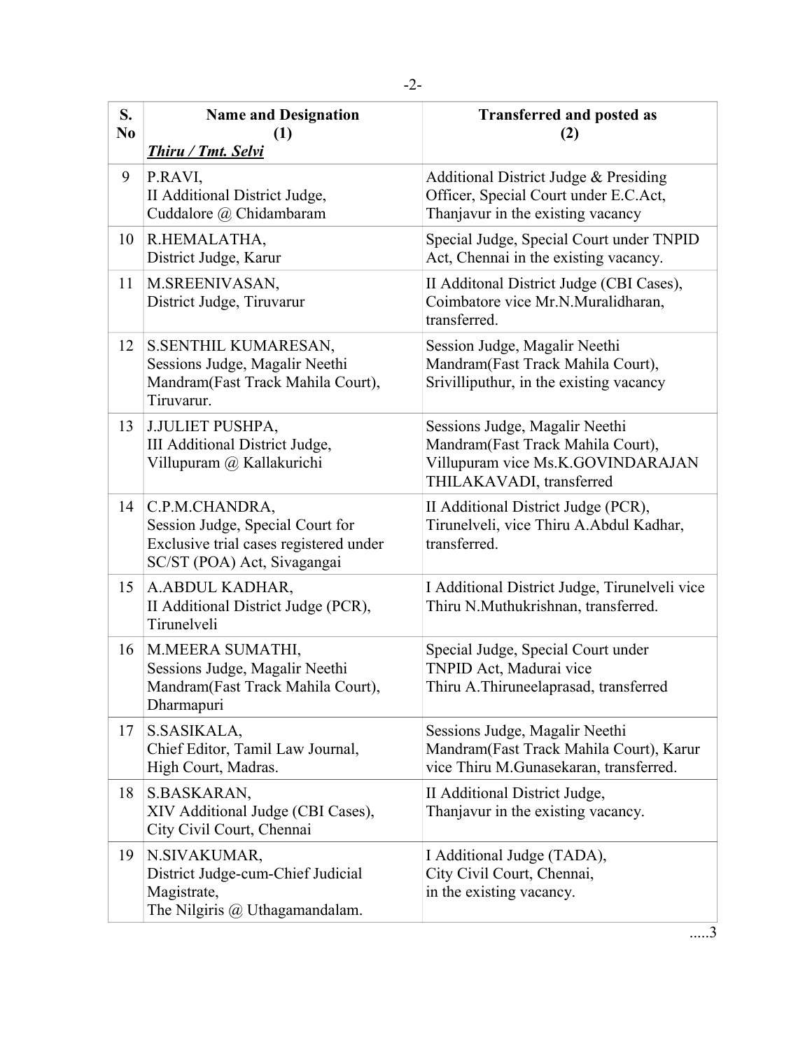| S. No | Name and Designation (1) ***Thiru / Tmt. Selvi*** | Transferred and posted as (2) |
|---|---|---|
| 9 | P.RAVI, II Additional District Judge, Cuddalore @ Chidambaram | Additional District Judge & Presiding Officer, Special Court under E.C.Act, Thanjavur in the existing vacancy |
| 10 | R.HEMALATHA, District Judge, Karur | Special Judge, Special Court under TNPID Act, Chennai in the existing vacancy. |
| 11 | M.SREENIVASAN, District Judge, Tiruvarur | II Additonal District Judge (CBI Cases), Coimbatore vice Mr.N.Muralidharan, transferred. |
| 12 | S.SENTHIL KUMARESAN, Sessions Judge, Magalir Neethi Mandram(Fast Track Mahila Court), Tiruvarur. | Session Judge, Magalir Neethi Mandram(Fast Track Mahila Court), Srivilliputhur, in the existing vacancy |
| 13 | J.JULIET PUSHPA, III Additional District Judge, Villupuram @ Kallakurichi | Sessions Judge, Magalir Neethi Mandram(Fast Track Mahila Court), Villupuram vice Ms.K.GOVINDARAJAN THILAKAVADI, transferred |
| 14 | C.P.M.CHANDRA, Session Judge, Special Court for Exclusive trial cases registered under SC/ST (POA) Act, Sivagangai | II Additional District Judge (PCR), Tirunelveli, vice Thiru A.Abdul Kadhar, transferred. |
| 15 | A.ABDUL KADHAR, II Additional District Judge (PCR), Tirunelveli | I Additional District Judge, Tirunelveli vice Thiru N.Muthukrishnan, transferred. |
| 16 | M.MEERA SUMATHI, Sessions Judge, Magalir Neethi Mandram(Fast Track Mahila Court), Dharmapuri | Special Judge, Special Court under TNPID Act, Madurai vice Thiru A.Thiruneelaprasad, transferred |
| 17 | S.SASIKALA, Chief Editor, Tamil Law Journal, High Court, Madras. | Sessions Judge, Magalir Neethi Mandram(Fast Track Mahila Court), Karur vice Thiru M.Gunasekaran, transferred. |
| 18 | S.BASKARAN, XIV Additional Judge (CBI Cases), City Civil Court, Chennai | II Additional District Judge, Thanjavur in the existing vacancy. |
| 19 | N.SIVAKUMAR, District Judge-cum-Chief Judicial Magistrate, The Nilgiris @ Uthagamandalam. | I Additional Judge (TADA), City Civil Court, Chennai, in the existing vacancy. |

.....3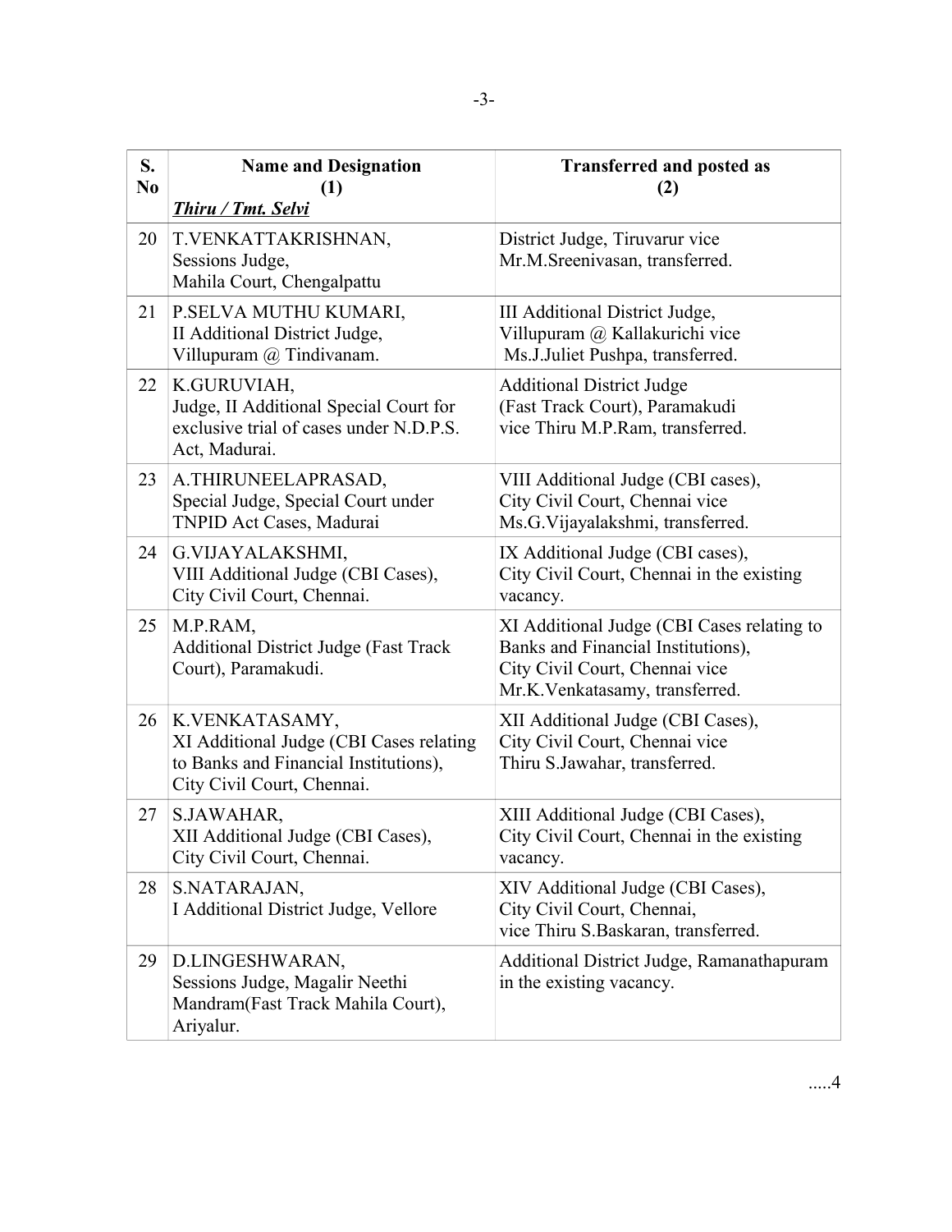| S. No | Name and Designation (1) *Thiru / Tmt. Selvi* | Transferred and posted as (2) |
|---|---|---|
| 20 | T.VENKATTAKRISHNAN, Sessions Judge, Mahila Court, Chengalpattu | District Judge, Tiruvarur vice Mr.M.Sreenivasan, transferred. |
| 21 | P.SELVA MUTHU KUMARI, II Additional District Judge, Villupuram @ Tindivanam. | III Additional District Judge, Villupuram @ Kallakurichi vice Ms.J.Juliet Pushpa, transferred. |
| 22 | K.GURUVIAH, Judge, II Additional Special Court for exclusive trial of cases under N.D.P.S. Act, Madurai. | Additional District Judge (Fast Track Court), Paramakudi vice Thiru M.P.Ram, transferred. |
| 23 | A.THIRUNEELAPRASAD, Special Judge, Special Court under TNPID Act Cases, Madurai | VIII Additional Judge (CBI cases), City Civil Court, Chennai vice Ms.G.Vijayalakshmi, transferred. |
| 24 | G.VIJAYALAKSHMI, VIII Additional Judge (CBI Cases), City Civil Court, Chennai. | IX Additional Judge (CBI cases), City Civil Court, Chennai in the existing vacancy. |
| 25 | M.P.RAM, Additional District Judge (Fast Track Court), Paramakudi. | XI Additional Judge (CBI Cases relating to Banks and Financial Institutions), City Civil Court, Chennai vice Mr.K.Venkatasamy, transferred. |
| 26 | K.VENKATASAMY, XI Additional Judge (CBI Cases relating to Banks and Financial Institutions), City Civil Court, Chennai. | XII Additional Judge (CBI Cases), City Civil Court, Chennai vice Thiru S.Jawahar, transferred. |
| 27 | S.JAWAHAR, XII Additional Judge (CBI Cases), City Civil Court, Chennai. | XIII Additional Judge (CBI Cases), City Civil Court, Chennai in the existing vacancy. |
| 28 | S.NATARAJAN, I Additional District Judge, Vellore | XIV Additional Judge (CBI Cases), City Civil Court, Chennai, vice Thiru S.Baskaran, transferred. |
| 29 | D.LINGESHWARAN, Sessions Judge, Magalir Neethi Mandram(Fast Track Mahila Court), Ariyalur. | Additional District Judge, Ramanathapuram in the existing vacancy. |

.....4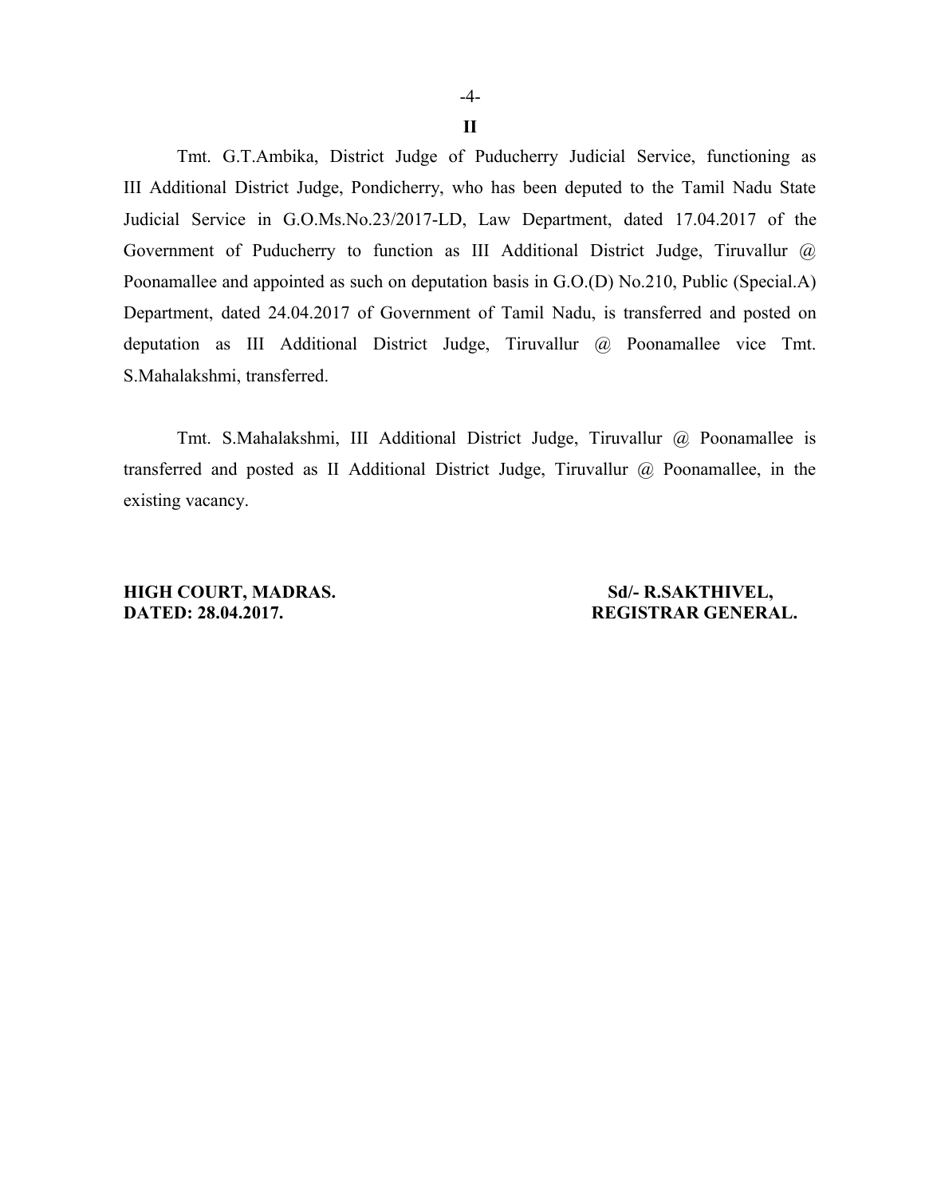**II**

Tmt. G.T.Ambika, District Judge of Puducherry Judicial Service, functioning as III Additional District Judge, Pondicherry, who has been deputed to the Tamil Nadu State Judicial Service in G.O.Ms.No.23/2017-LD, Law Department, dated 17.04.2017 of the Government of Puducherry to function as III Additional District Judge, Tiruvallur @ Poonamallee and appointed as such on deputation basis in G.O.(D) No.210, Public (Special.A) Department, dated 24.04.2017 of Government of Tamil Nadu, is transferred and posted on deputation as III Additional District Judge, Tiruvallur @ Poonamallee vice Tmt. S.Mahalakshmi, transferred.

Tmt. S.Mahalakshmi, III Additional District Judge, Tiruvallur @ Poonamallee is transferred and posted as II Additional District Judge, Tiruvallur @ Poonamallee, in the existing vacancy.

**HIGH COURT, MADRAS.**
**DATED: 28.04.2017.**

**Sd/- R.SAKTHIVEL,**
**REGISTRAR GENERAL.**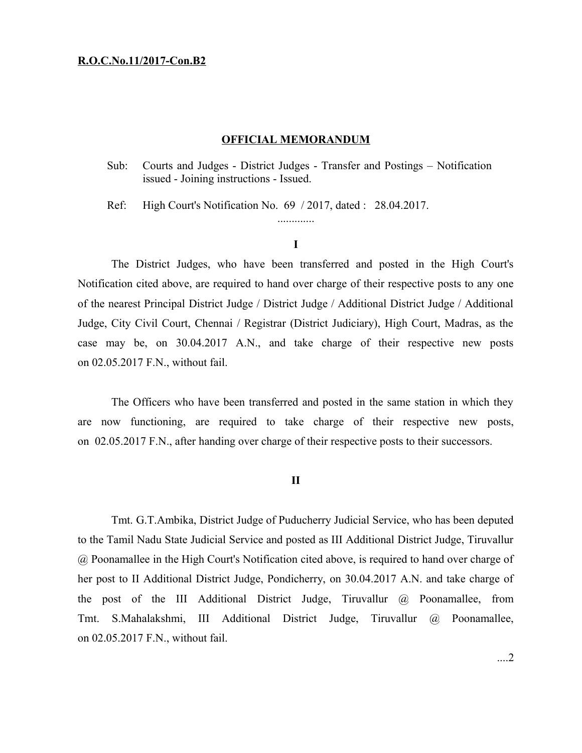**R.O.C.No.11/2017-Con.B2**

## OFFICIAL MEMORANDUM

Sub: Courts and Judges - District Judges - Transfer and Postings – Notification issued - Joining instructions - Issued.

Ref: High Court's Notification No. 69 / 2017, dated : 28.04.2017.

.............

### I

The District Judges, who have been transferred and posted in the High Court's Notification cited above, are required to hand over charge of their respective posts to any one of the nearest Principal District Judge / District Judge / Additional District Judge / Additional Judge, City Civil Court, Chennai / Registrar (District Judiciary), High Court, Madras, as the case may be, on 30.04.2017 A.N., and take charge of their respective new posts on 02.05.2017 F.N., without fail.

The Officers who have been transferred and posted in the same station in which they are now functioning, are required to take charge of their respective new posts, on 02.05.2017 F.N., after handing over charge of their respective posts to their successors.

### II

Tmt. G.T.Ambika, District Judge of Puducherry Judicial Service, who has been deputed to the Tamil Nadu State Judicial Service and posted as III Additional District Judge, Tiruvallur @ Poonamallee in the High Court's Notification cited above, is required to hand over charge of her post to II Additional District Judge, Pondicherry, on 30.04.2017 A.N. and take charge of the post of the III Additional District Judge, Tiruvallur @ Poonamallee, from Tmt. S.Mahalakshmi, III Additional District Judge, Tiruvallur @ Poonamallee, on 02.05.2017 F.N., without fail.

....2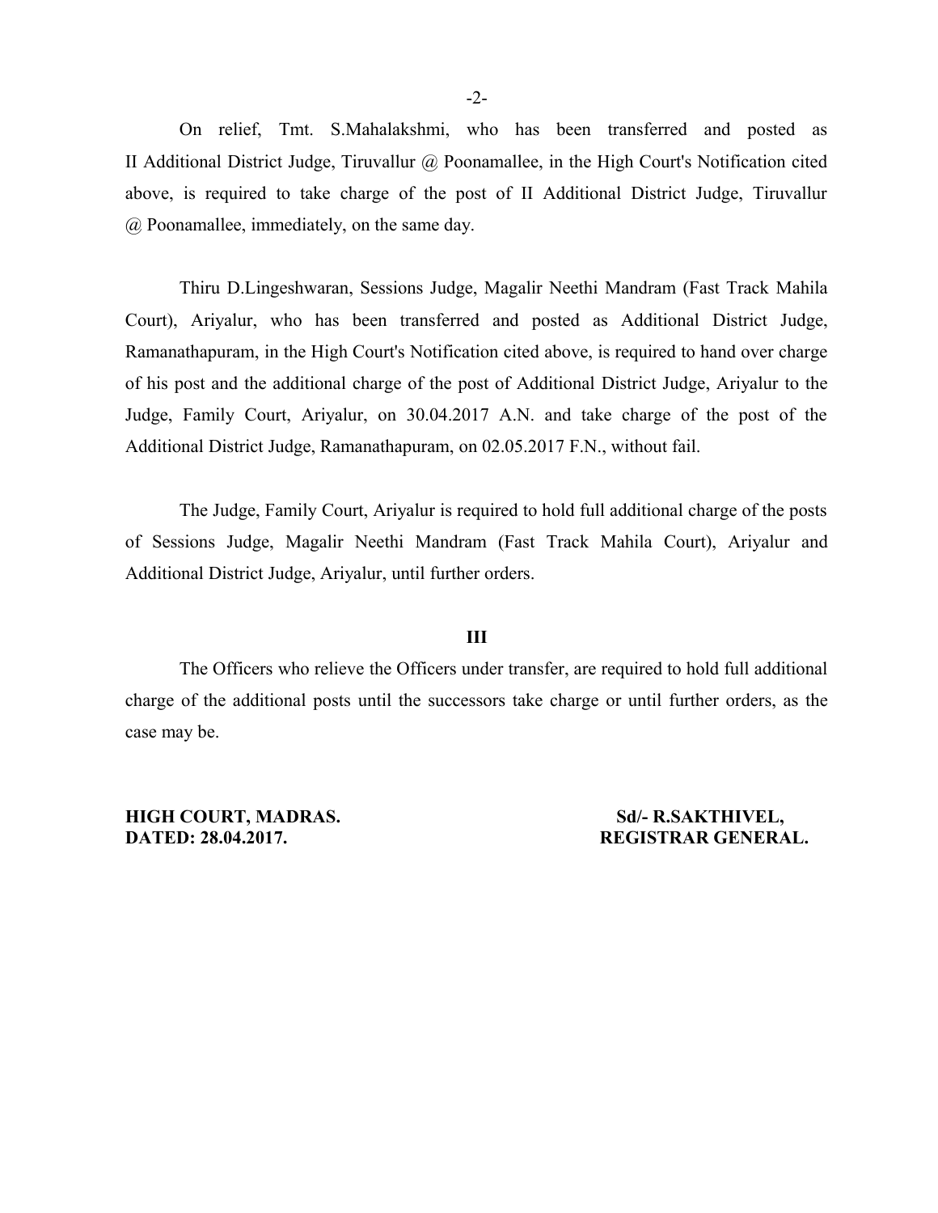On relief, Tmt. S.Mahalakshmi, who has been transferred and posted as II Additional District Judge, Tiruvallur @ Poonamallee, in the High Court's Notification cited above, is required to take charge of the post of II Additional District Judge, Tiruvallur @ Poonamallee, immediately, on the same day.

Thiru D.Lingeshwaran, Sessions Judge, Magalir Neethi Mandram (Fast Track Mahila Court), Ariyalur, who has been transferred and posted as Additional District Judge, Ramanathapuram, in the High Court's Notification cited above, is required to hand over charge of his post and the additional charge of the post of Additional District Judge, Ariyalur to the Judge, Family Court, Ariyalur, on 30.04.2017 A.N. and take charge of the post of the Additional District Judge, Ramanathapuram, on 02.05.2017 F.N., without fail.

The Judge, Family Court, Ariyalur is required to hold full additional charge of the posts of Sessions Judge, Magalir Neethi Mandram (Fast Track Mahila Court), Ariyalur and Additional District Judge, Ariyalur, until further orders.

**III**

The Officers who relieve the Officers under transfer, are required to hold full additional charge of the additional posts until the successors take charge or until further orders, as the case may be.

**HIGH COURT, MADRAS.**
**DATED: 28.04.2017.**

**Sd/- R.SAKTHIVEL,**
**REGISTRAR GENERAL.**